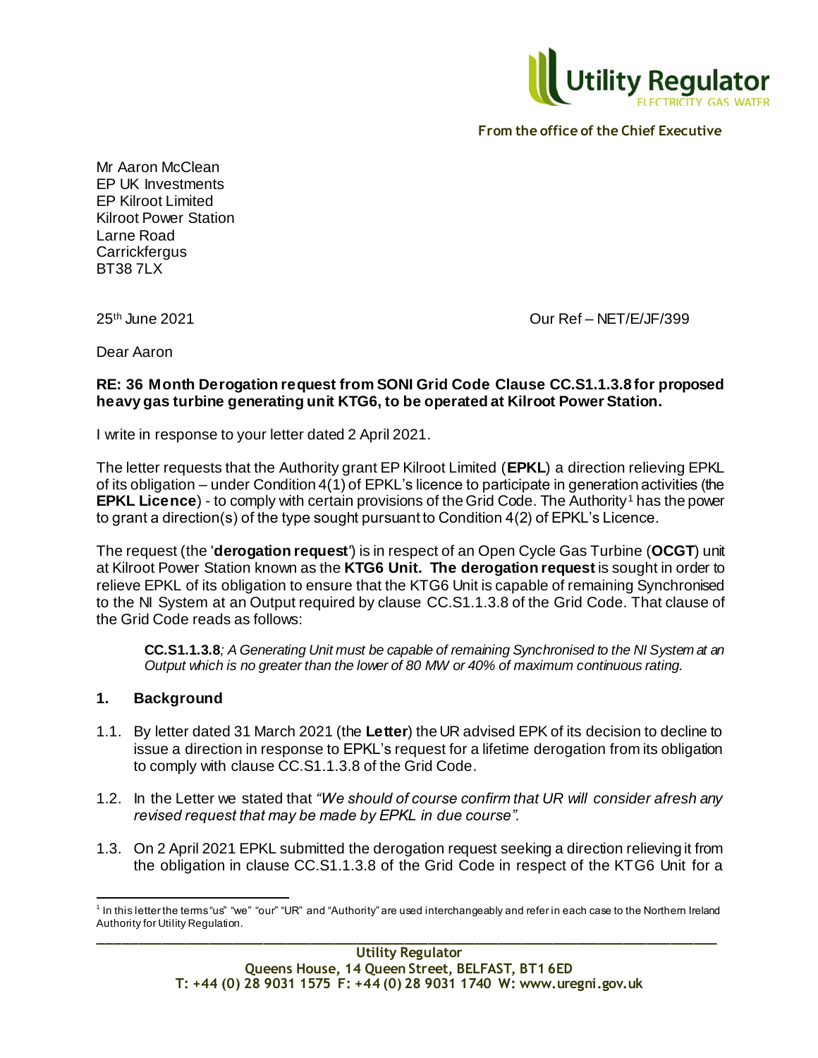From the office of the Chief Executive

Mr Aaron McClean
EP UK Investments
EP Kilroot Limited
Kilroot Power Station
Larne Road
Carrickfergus
BT38 7LX

25th June 2021

Our Ref – NET/E/JF/399

Dear Aaron

**RE: 36 Month Derogation request from SONI Grid Code Clause CC.S1.1.3.8 for proposed heavy gas turbine generating unit KTG6, to be operated at Kilroot Power Station.**

I write in response to your letter dated 2 April 2021.

The letter requests that the Authority grant EP Kilroot Limited (**EPKL**) a direction relieving EPKL of its obligation – under Condition 4(1) of EPKL's licence to participate in generation activities (the **EPKL Licence**) - to comply with certain provisions of the Grid Code. The Authority[1] has the power to grant a direction(s) of the type sought pursuant to Condition 4(2) of EPKL's Licence.

The request (the '**derogation request**') is in respect of an Open Cycle Gas Turbine (**OCGT**) unit at Kilroot Power Station known as the **KTG6 Unit. The derogation request** is sought in order to relieve EPKL of its obligation to ensure that the KTG6 Unit is capable of remaining Synchronised to the NI System at an Output required by clause CC.S1.1.3.8 of the Grid Code. That clause of the Grid Code reads as follows:

> **CC.S1.1.3.8**; *A Generating Unit must be capable of remaining Synchronised to the NI System at an Output which is no greater than the lower of 80 MW or 40% of maximum continuous rating.*

## 1. Background

1.1. By letter dated 31 March 2021 (the **Letter**) the UR advised EPK of its decision to decline to issue a direction in response to EPKL's request for a lifetime derogation from its obligation to comply with clause CC.S1.1.3.8 of the Grid Code.

1.2. In the Letter we stated that *"We should of course confirm that UR will consider afresh any revised request that may be made by EPKL in due course".*

1.3. On 2 April 2021 EPKL submitted the derogation request seeking a direction relieving it from the obligation in clause CC.S1.1.3.8 of the Grid Code in respect of the KTG6 Unit for a

[1] In this letter the terms "us" "we" "our" "UR" and "Authority" are used interchangeably and refer in each case to the Northern Ireland Authority for Utility Regulation.

**Utility Regulator**
**Queens House, 14 Queen Street, BELFAST, BT1 6ED**
**T: +44 (0) 28 9031 1575 F: +44 (0) 28 9031 1740 W: www.uregni.gov.uk**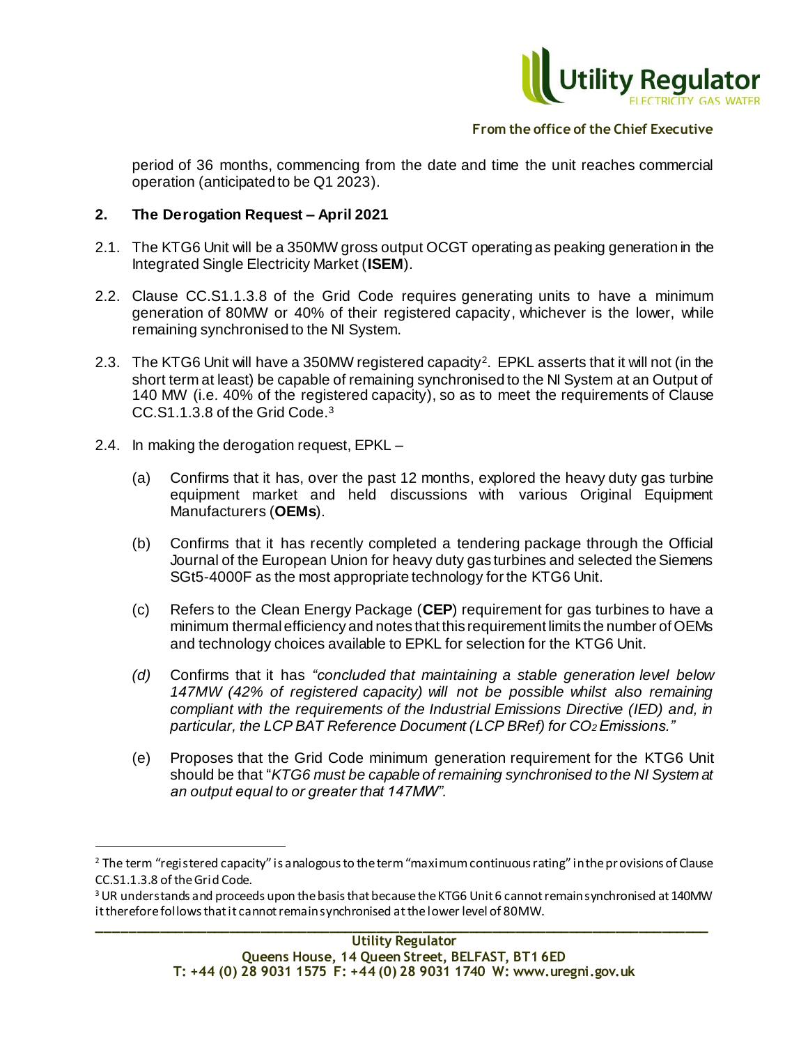period of 36 months, commencing from the date and time the unit reaches commercial operation (anticipated to be Q1 2023).

## 2. The Derogation Request – April 2021

2.1. The KTG6 Unit will be a 350MW gross output OCGT operating as peaking generation in the Integrated Single Electricity Market (**ISEM**).

2.2. Clause CC.S1.1.3.8 of the Grid Code requires generating units to have a minimum generation of 80MW or 40% of their registered capacity, whichever is the lower, while remaining synchronised to the NI System.

2.3. The KTG6 Unit will have a 350MW registered capacity[2]. EPKL asserts that it will not (in the short term at least) be capable of remaining synchronised to the NI System at an Output of 140 MW (i.e. 40% of the registered capacity), so as to meet the requirements of Clause CC.S1.1.3.8 of the Grid Code.[3]

2.4. In making the derogation request, EPKL –

(a) Confirms that it has, over the past 12 months, explored the heavy duty gas turbine equipment market and held discussions with various Original Equipment Manufacturers (**OEMs**).

(b) Confirms that it has recently completed a tendering package through the Official Journal of the European Union for heavy duty gas turbines and selected the Siemens SGt5-4000F as the most appropriate technology for the KTG6 Unit.

(c) Refers to the Clean Energy Package (**CEP**) requirement for gas turbines to have a minimum thermal efficiency and notes that this requirement limits the number of OEMs and technology choices available to EPKL for selection for the KTG6 Unit.

*(d)* Confirms that it has *"concluded that maintaining a stable generation level below 147MW (42% of registered capacity) will not be possible whilst also remaining compliant with the requirements of the Industrial Emissions Directive (IED) and, in particular, the LCP BAT Reference Document (LCP BRef) for $CO_2$ Emissions."*

(e) Proposes that the Grid Code minimum generation requirement for the KTG6 Unit should be that "*KTG6 must be capable of remaining synchronised to the NI System at an output equal to or greater that 147MW*".

---

[2] The term "registered capacity" is analogous to the term "maximum continuous rating" in the provisions of Clause CC.S1.1.3.8 of the Grid Code.

[3] UR understands and proceeds upon the basis that because the KTG6 Unit 6 cannot remain synchronised at 140MW it therefore follows that it cannot remain synchronised at the lower level of 80MW.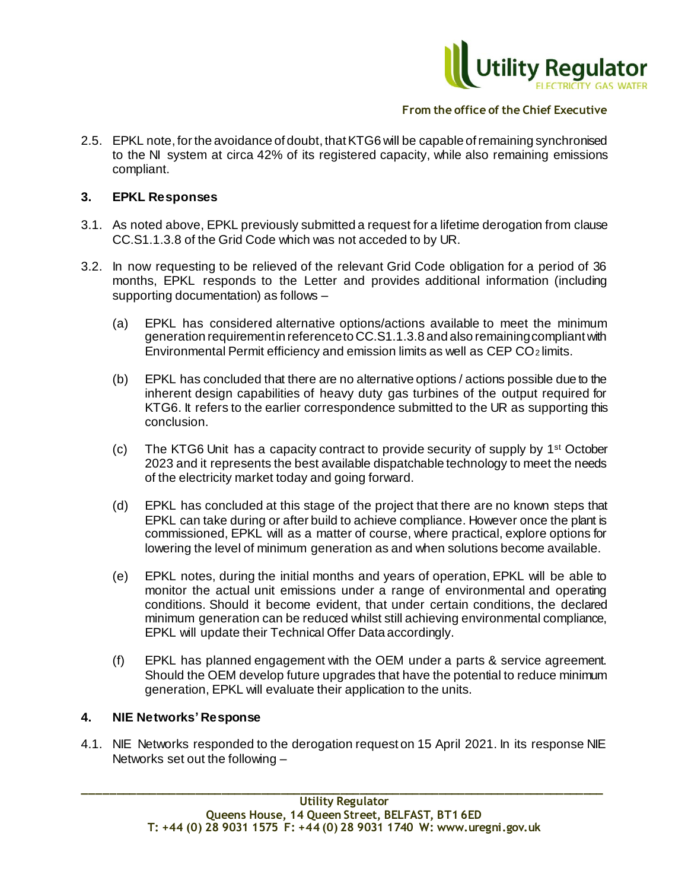2.5. EPKL note, for the avoidance of doubt, that KTG6 will be capable of remaining synchronised to the NI system at circa 42% of its registered capacity, while also remaining emissions compliant.

## 3. EPKL Responses

3.1. As noted above, EPKL previously submitted a request for a lifetime derogation from clause CC.S1.1.3.8 of the Grid Code which was not acceded to by UR.

3.2. In now requesting to be relieved of the relevant Grid Code obligation for a period of 36 months, EPKL responds to the Letter and provides additional information (including supporting documentation) as follows –

(a) EPKL has considered alternative options/actions available to meet the minimum generation requirement in reference to CC.S1.1.3.8 and also remaining compliant with Environmental Permit efficiency and emission limits as well as CEP $CO_2$ limits.

(b) EPKL has concluded that there are no alternative options / actions possible due to the inherent design capabilities of heavy duty gas turbines of the output required for KTG6. It refers to the earlier correspondence submitted to the UR as supporting this conclusion.

(c) The KTG6 Unit has a capacity contract to provide security of supply by 1st October 2023 and it represents the best available dispatchable technology to meet the needs of the electricity market today and going forward.

(d) EPKL has concluded at this stage of the project that there are no known steps that EPKL can take during or after build to achieve compliance. However once the plant is commissioned, EPKL will as a matter of course, where practical, explore options for lowering the level of minimum generation as and when solutions become available.

(e) EPKL notes, during the initial months and years of operation, EPKL will be able to monitor the actual unit emissions under a range of environmental and operating conditions. Should it become evident, that under certain conditions, the declared minimum generation can be reduced whilst still achieving environmental compliance, EPKL will update their Technical Offer Data accordingly.

(f) EPKL has planned engagement with the OEM under a parts & service agreement. Should the OEM develop future upgrades that have the potential to reduce minimum generation, EPKL will evaluate their application to the units.

## 4. NIE Networks' Response

4.1. NIE Networks responded to the derogation request on 15 April 2021. In its response NIE Networks set out the following –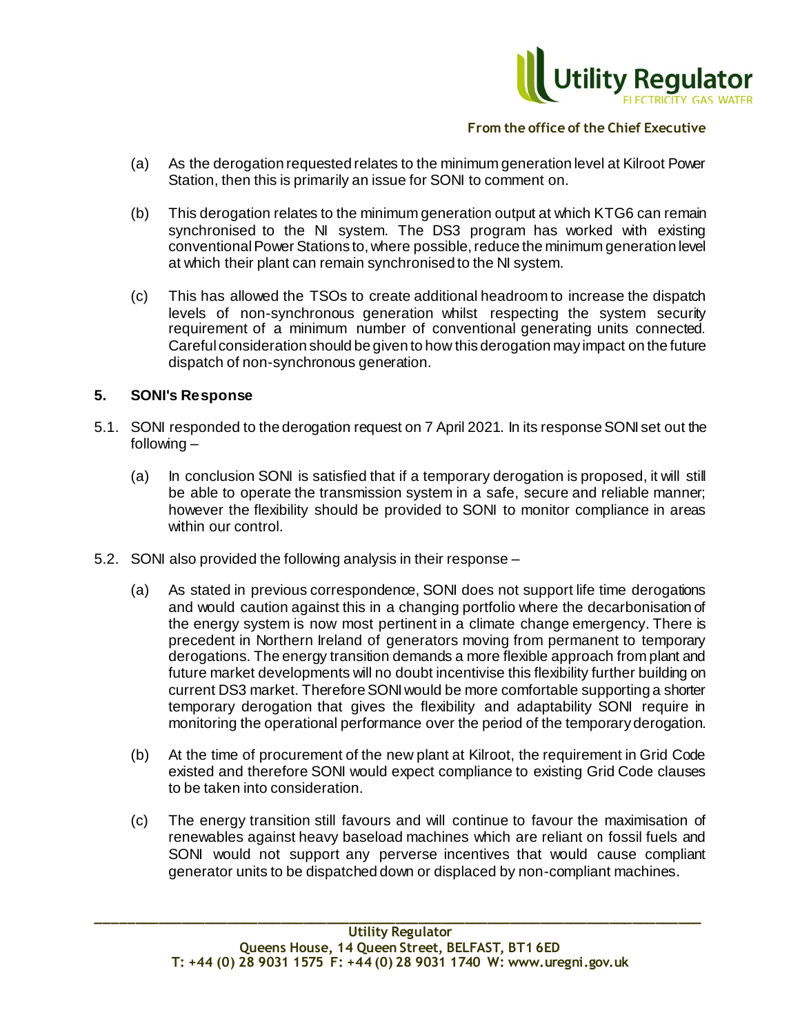(a) As the derogation requested relates to the minimum generation level at Kilroot Power Station, then this is primarily an issue for SONI to comment on.

(b) This derogation relates to the minimum generation output at which KTG6 can remain synchronised to the NI system. The DS3 program has worked with existing conventional Power Stations to, where possible, reduce the minimum generation level at which their plant can remain synchronised to the NI system.

(c) This has allowed the TSOs to create additional headroom to increase the dispatch levels of non-synchronous generation whilst respecting the system security requirement of a minimum number of conventional generating units connected. Careful consideration should be given to how this derogation may impact on the future dispatch of non-synchronous generation.

## 5. SONI's Response

5.1. SONI responded to the derogation request on 7 April 2021. In its response SONI set out the following –

(a) In conclusion SONI is satisfied that if a temporary derogation is proposed, it will still be able to operate the transmission system in a safe, secure and reliable manner; however the flexibility should be provided to SONI to monitor compliance in areas within our control.

5.2. SONI also provided the following analysis in their response –

(a) As stated in previous correspondence, SONI does not support life time derogations and would caution against this in a changing portfolio where the decarbonisation of the energy system is now most pertinent in a climate change emergency. There is precedent in Northern Ireland of generators moving from permanent to temporary derogations. The energy transition demands a more flexible approach from plant and future market developments will no doubt incentivise this flexibility further building on current DS3 market. Therefore SONI would be more comfortable supporting a shorter temporary derogation that gives the flexibility and adaptability SONI require in monitoring the operational performance over the period of the temporary derogation.

(b) At the time of procurement of the new plant at Kilroot, the requirement in Grid Code existed and therefore SONI would expect compliance to existing Grid Code clauses to be taken into consideration.

(c) The energy transition still favours and will continue to favour the maximisation of renewables against heavy baseload machines which are reliant on fossil fuels and SONI would not support any perverse incentives that would cause compliant generator units to be dispatched down or displaced by non-compliant machines.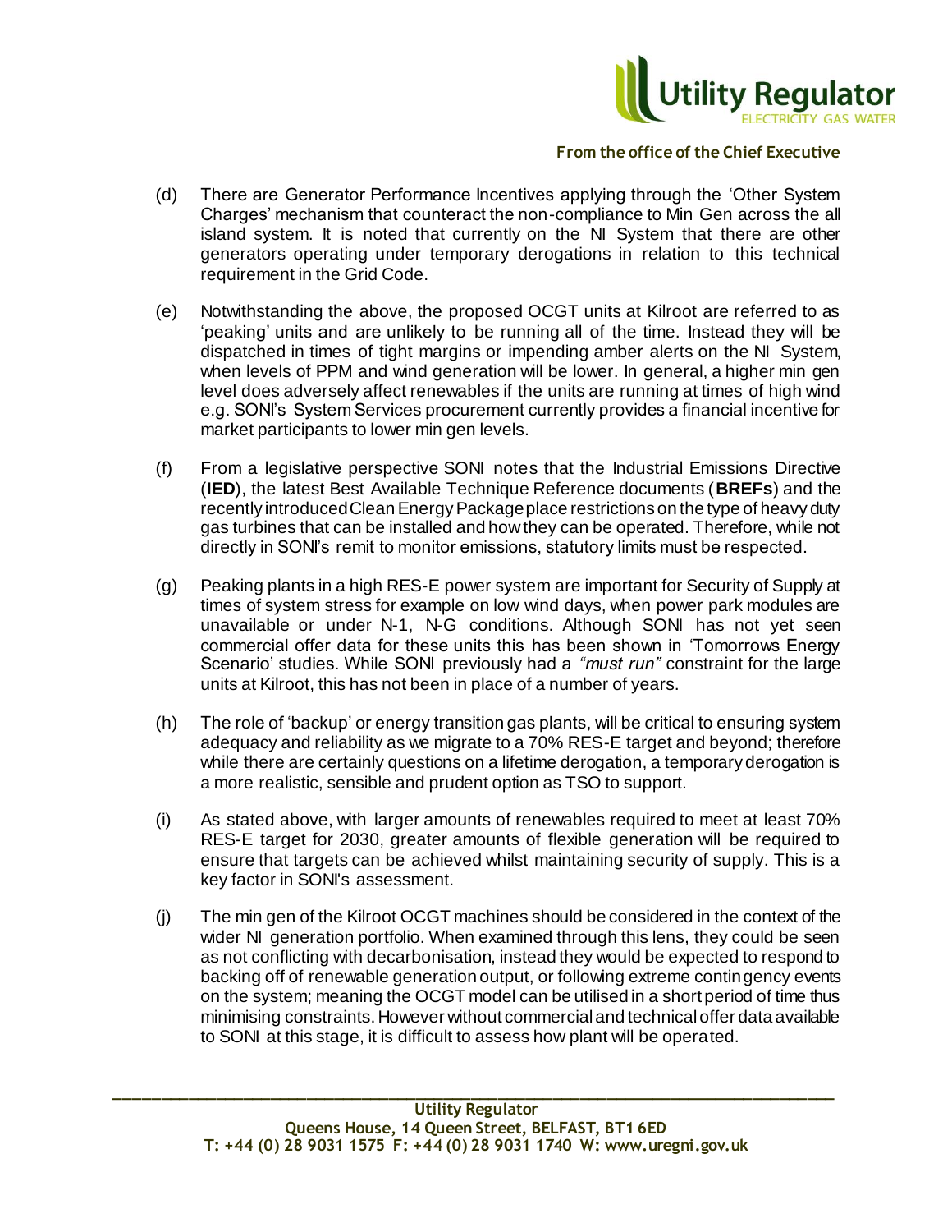(d) There are Generator Performance Incentives applying through the 'Other System Charges' mechanism that counteract the non-compliance to Min Gen across the all island system. It is noted that currently on the NI System that there are other generators operating under temporary derogations in relation to this technical requirement in the Grid Code.

(e) Notwithstanding the above, the proposed OCGT units at Kilroot are referred to as 'peaking' units and are unlikely to be running all of the time. Instead they will be dispatched in times of tight margins or impending amber alerts on the NI System, when levels of PPM and wind generation will be lower. In general, a higher min gen level does adversely affect renewables if the units are running at times of high wind e.g. SONI's System Services procurement currently provides a financial incentive for market participants to lower min gen levels.

(f) From a legislative perspective SONI notes that the Industrial Emissions Directive (**IED**), the latest Best Available Technique Reference documents (**BREFs**) and the recently introduced Clean Energy Package place restrictions on the type of heavy duty gas turbines that can be installed and how they can be operated. Therefore, while not directly in SONI's remit to monitor emissions, statutory limits must be respected.

(g) Peaking plants in a high RES-E power system are important for Security of Supply at times of system stress for example on low wind days, when power park modules are unavailable or under N-1, N-G conditions. Although SONI has not yet seen commercial offer data for these units this has been shown in 'Tomorrows Energy Scenario' studies. While SONI previously had a *"must run"* constraint for the large units at Kilroot, this has not been in place of a number of years.

(h) The role of 'backup' or energy transition gas plants, will be critical to ensuring system adequacy and reliability as we migrate to a 70% RES-E target and beyond; therefore while there are certainly questions on a lifetime derogation, a temporary derogation is a more realistic, sensible and prudent option as TSO to support.

(i) As stated above, with larger amounts of renewables required to meet at least 70% RES-E target for 2030, greater amounts of flexible generation will be required to ensure that targets can be achieved whilst maintaining security of supply. This is a key factor in SONI's assessment.

(j) The min gen of the Kilroot OCGT machines should be considered in the context of the wider NI generation portfolio. When examined through this lens, they could be seen as not conflicting with decarbonisation, instead they would be expected to respond to backing off of renewable generation output, or following extreme contingency events on the system; meaning the OCGT model can be utilised in a short period of time thus minimising constraints. However without commercial and technical offer data available to SONI at this stage, it is difficult to assess how plant will be operated.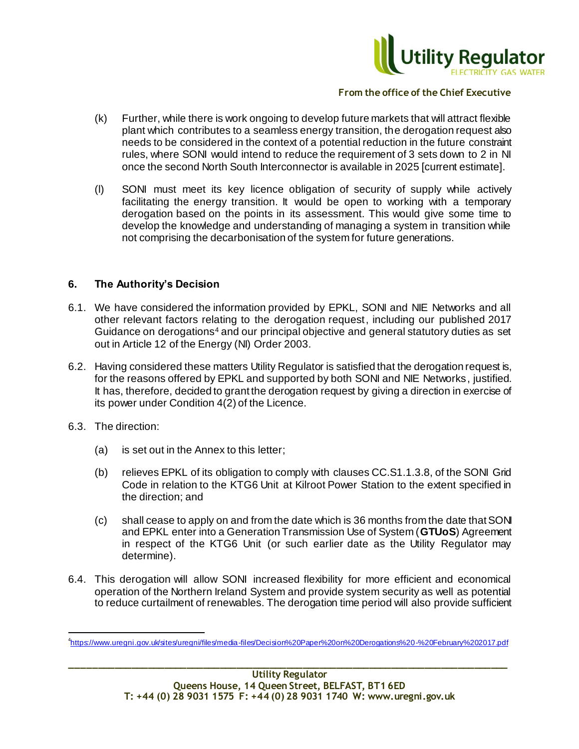(k) Further, while there is work ongoing to develop future markets that will attract flexible plant which contributes to a seamless energy transition, the derogation request also needs to be considered in the context of a potential reduction in the future constraint rules, where SONI would intend to reduce the requirement of 3 sets down to 2 in NI once the second North South Interconnector is available in 2025 [current estimate].

(l) SONI must meet its key licence obligation of security of supply while actively facilitating the energy transition. It would be open to working with a temporary derogation based on the points in its assessment. This would give some time to develop the knowledge and understanding of managing a system in transition while not comprising the decarbonisation of the system for future generations.

## 6. The Authority's Decision

6.1. We have considered the information provided by EPKL, SONI and NIE Networks and all other relevant factors relating to the derogation request, including our published 2017 Guidance on derogations[4] and our principal objective and general statutory duties as set out in Article 12 of the Energy (NI) Order 2003.

6.2. Having considered these matters Utility Regulator is satisfied that the derogation request is, for the reasons offered by EPKL and supported by both SONI and NIE Networks, justified. It has, therefore, decided to grant the derogation request by giving a direction in exercise of its power under Condition 4(2) of the Licence.

6.3. The direction:

(a) is set out in the Annex to this letter;

(b) relieves EPKL of its obligation to comply with clauses CC.S1.1.3.8, of the SONI Grid Code in relation to the KTG6 Unit at Kilroot Power Station to the extent specified in the direction; and

(c) shall cease to apply on and from the date which is 36 months from the date that SONI and EPKL enter into a Generation Transmission Use of System (**GTUoS**) Agreement in respect of the KTG6 Unit (or such earlier date as the Utility Regulator may determine).

6.4. This derogation will allow SONI increased flexibility for more efficient and economical operation of the Northern Ireland System and provide system security as well as potential to reduce curtailment of renewables. The derogation time period will also provide sufficient

[4] https://www.uregni.gov.uk/sites/uregni/files/media-files/Decision%20Paper%20on%20Derogations%20-%20February%202017.pdf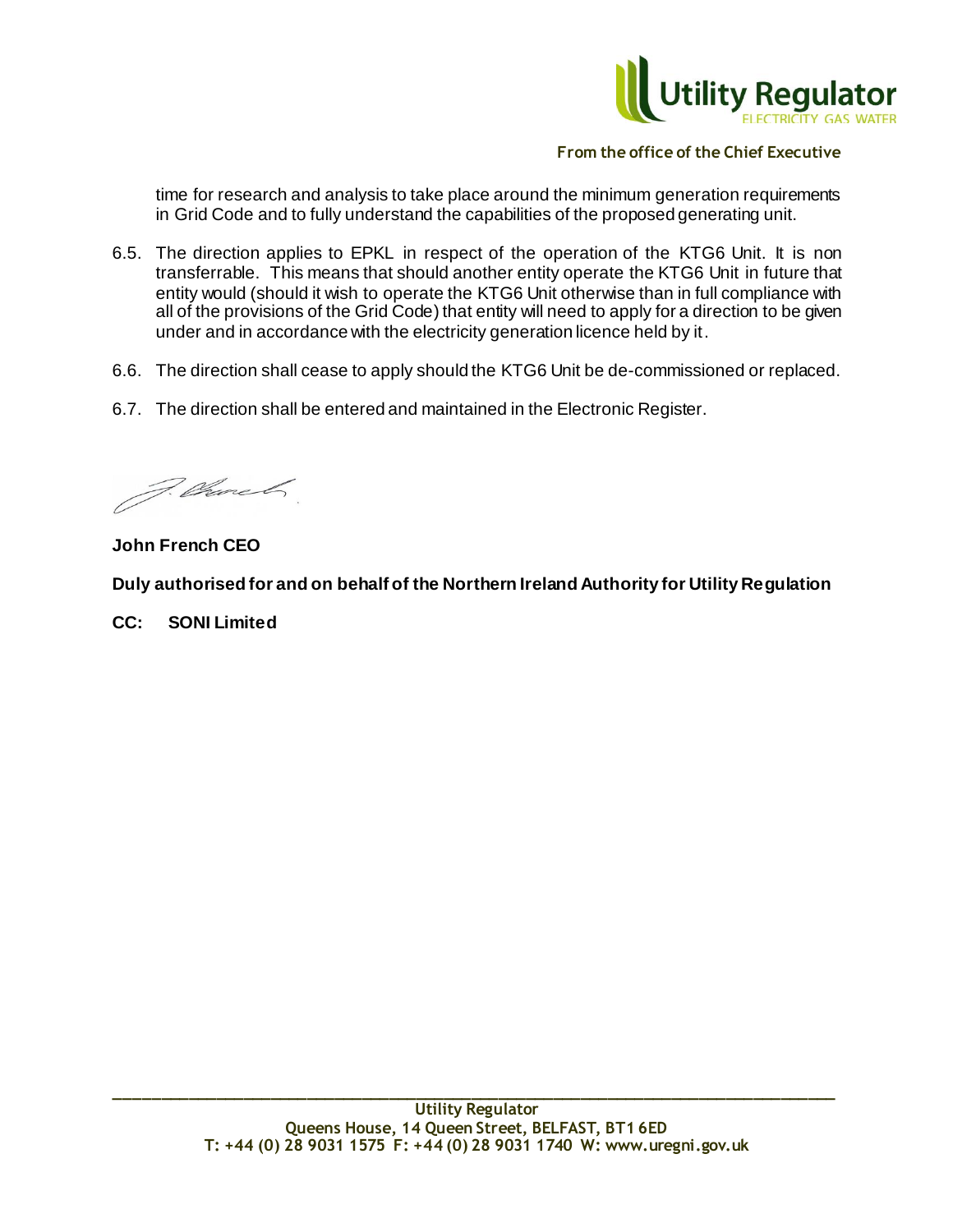time for research and analysis to take place around the minimum generation requirements in Grid Code and to fully understand the capabilities of the proposed generating unit.

6.5. The direction applies to EPKL in respect of the operation of the KTG6 Unit. It is non transferrable. This means that should another entity operate the KTG6 Unit in future that entity would (should it wish to operate the KTG6 Unit otherwise than in full compliance with all of the provisions of the Grid Code) that entity will need to apply for a direction to be given under and in accordance with the electricity generation licence held by it.

6.6. The direction shall cease to apply should the KTG6 Unit be de-commissioned or replaced.

6.7. The direction shall be entered and maintained in the Electronic Register.

**John French CEO**

**Duly authorised for and on behalf of the Northern Ireland Authority for Utility Regulation**

**CC: SONI Limited**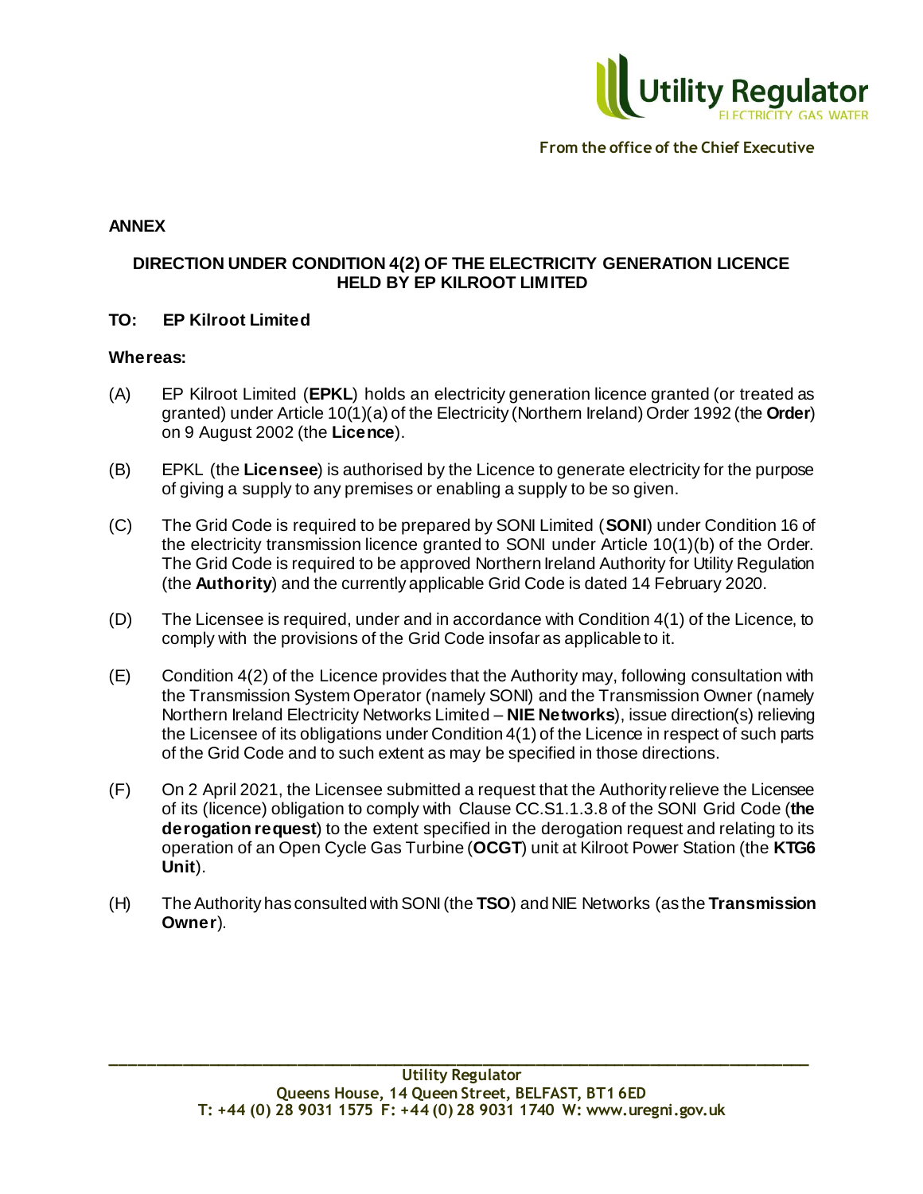**ANNEX**

**DIRECTION UNDER CONDITION 4(2) OF THE ELECTRICITY GENERATION LICENCE HELD BY EP KILROOT LIMITED**

**TO: EP Kilroot Limited**

**Whereas:**

(A) EP Kilroot Limited (**EPKL**) holds an electricity generation licence granted (or treated as granted) under Article 10(1)(a) of the Electricity (Northern Ireland) Order 1992 (the **Order**) on 9 August 2002 (the **Licence**).

(B) EPKL (the **Licensee**) is authorised by the Licence to generate electricity for the purpose of giving a supply to any premises or enabling a supply to be so given.

(C) The Grid Code is required to be prepared by SONI Limited (**SONI**) under Condition 16 of the electricity transmission licence granted to SONI under Article 10(1)(b) of the Order. The Grid Code is required to be approved Northern Ireland Authority for Utility Regulation (the **Authority**) and the currently applicable Grid Code is dated 14 February 2020.

(D) The Licensee is required, under and in accordance with Condition 4(1) of the Licence, to comply with the provisions of the Grid Code insofar as applicable to it.

(E) Condition 4(2) of the Licence provides that the Authority may, following consultation with the Transmission System Operator (namely SONI) and the Transmission Owner (namely Northern Ireland Electricity Networks Limited – **NIE Networks**), issue direction(s) relieving the Licensee of its obligations under Condition 4(1) of the Licence in respect of such parts of the Grid Code and to such extent as may be specified in those directions.

(F) On 2 April 2021, the Licensee submitted a request that the Authority relieve the Licensee of its (licence) obligation to comply with Clause CC.S1.1.3.8 of the SONI Grid Code (**the derogation request**) to the extent specified in the derogation request and relating to its operation of an Open Cycle Gas Turbine (**OCGT**) unit at Kilroot Power Station (the **KTG6 Unit**).

(H) The Authority has consulted with SONI (the **TSO**) and NIE Networks (as the **Transmission Owner**).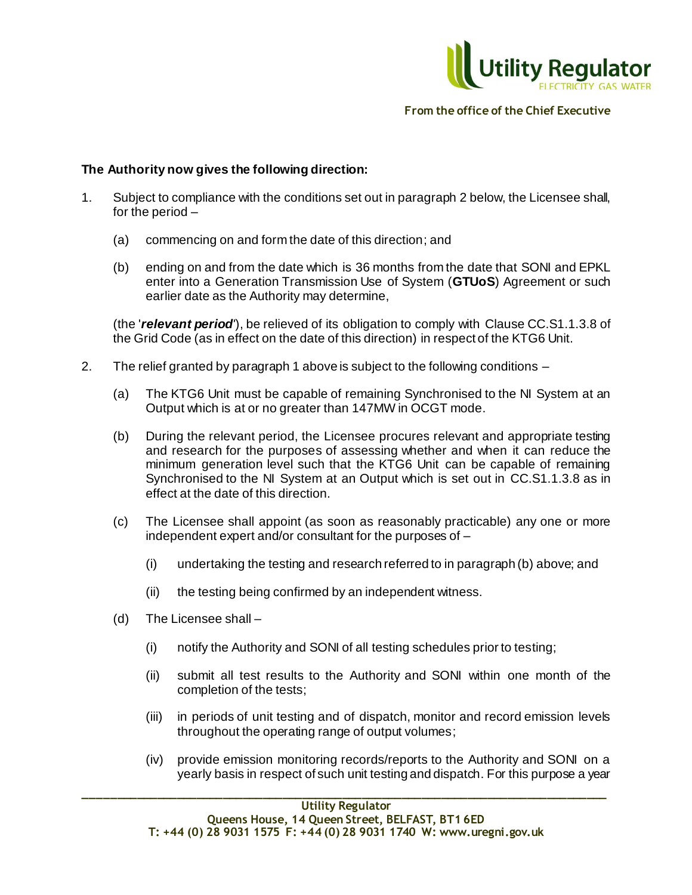**The Authority now gives the following direction:**

1. Subject to compliance with the conditions set out in paragraph 2 below, the Licensee shall, for the period –

   (a) commencing on and form the date of this direction; and

   (b) ending on and from the date which is 36 months from the date that SONI and EPKL enter into a Generation Transmission Use of System (**GTUoS**) Agreement or such earlier date as the Authority may determine,

   (the '***relevant period***'), be relieved of its obligation to comply with Clause CC.S1.1.3.8 of the Grid Code (as in effect on the date of this direction) in respect of the KTG6 Unit.

2. The relief granted by paragraph 1 above is subject to the following conditions –

   (a) The KTG6 Unit must be capable of remaining Synchronised to the NI System at an Output which is at or no greater than 147MW in OCGT mode.

   (b) During the relevant period, the Licensee procures relevant and appropriate testing and research for the purposes of assessing whether and when it can reduce the minimum generation level such that the KTG6 Unit can be capable of remaining Synchronised to the NI System at an Output which is set out in CC.S1.1.3.8 as in effect at the date of this direction.

   (c) The Licensee shall appoint (as soon as reasonably practicable) any one or more independent expert and/or consultant for the purposes of –

      (i) undertaking the testing and research referred to in paragraph (b) above; and

      (ii) the testing being confirmed by an independent witness.

   (d) The Licensee shall –

      (i) notify the Authority and SONI of all testing schedules prior to testing;

      (ii) submit all test results to the Authority and SONI within one month of the completion of the tests;

      (iii) in periods of unit testing and of dispatch, monitor and record emission levels throughout the operating range of output volumes;

      (iv) provide emission monitoring records/reports to the Authority and SONI on a yearly basis in respect of such unit testing and dispatch. For this purpose a year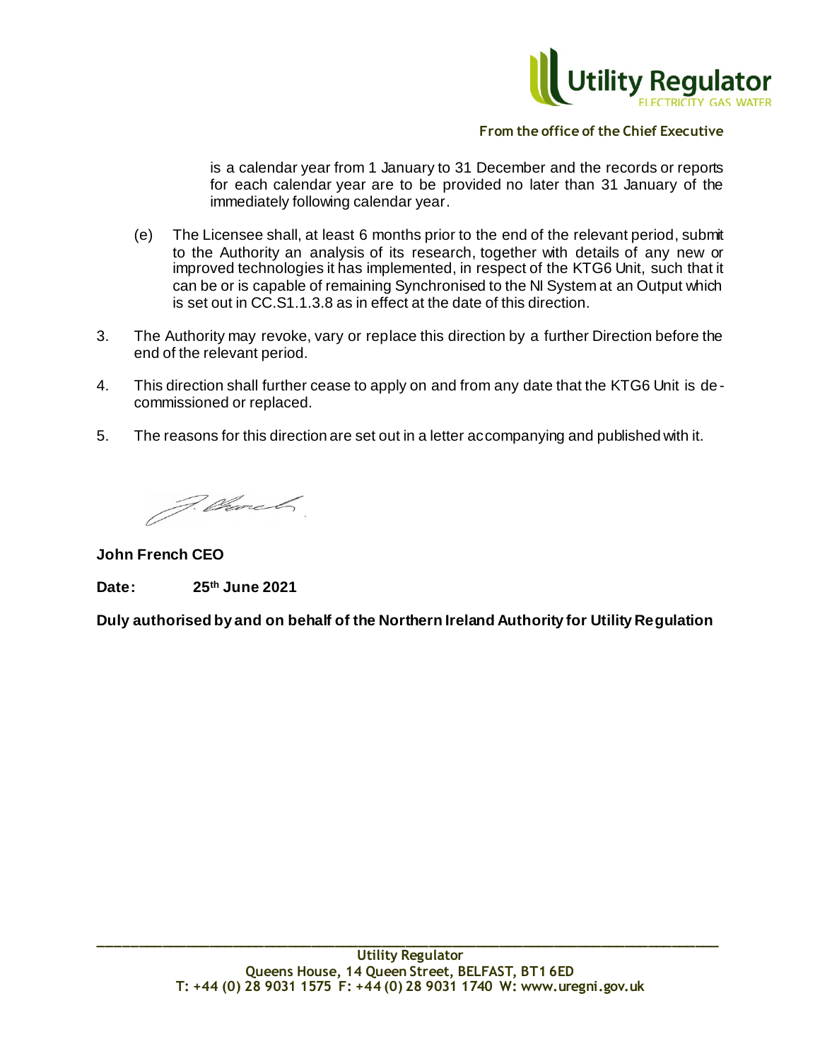is a calendar year from 1 January to 31 December and the records or reports for each calendar year are to be provided no later than 31 January of the immediately following calendar year.

(e) The Licensee shall, at least 6 months prior to the end of the relevant period, submit to the Authority an analysis of its research, together with details of any new or improved technologies it has implemented, in respect of the KTG6 Unit, such that it can be or is capable of remaining Synchronised to the NI System at an Output which is set out in CC.S1.1.3.8 as in effect at the date of this direction.

3. The Authority may revoke, vary or replace this direction by a further Direction before the end of the relevant period.

4. This direction shall further cease to apply on and from any date that the KTG6 Unit is de-commissioned or replaced.

5. The reasons for this direction are set out in a letter accompanying and published with it.

**John French CEO**

**Date: 25th June 2021**

**Duly authorised by and on behalf of the Northern Ireland Authority for Utility Regulation**